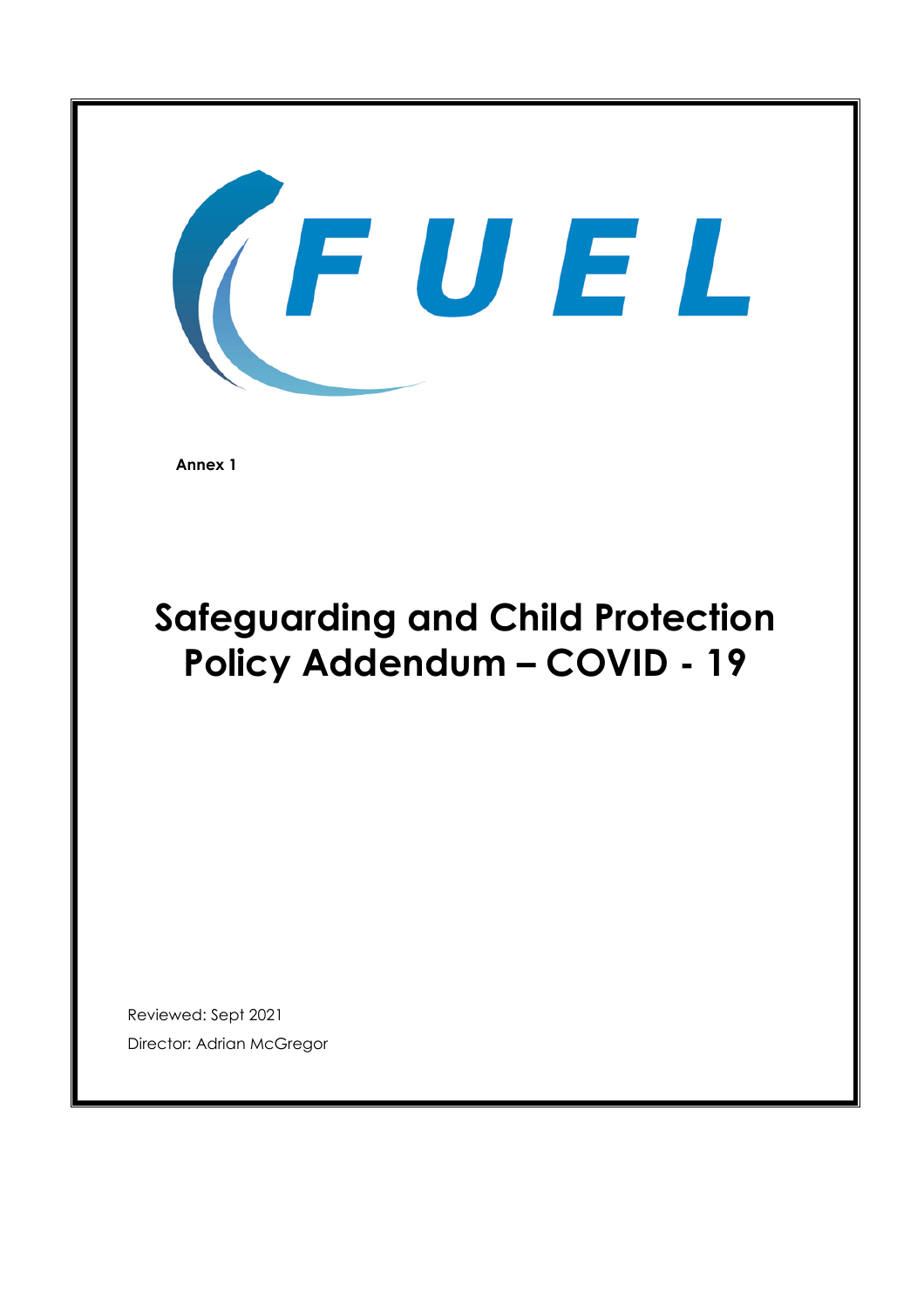FUEL

**Annex 1**

# Safeguarding and Child Protection Policy Addendum – COVID - 19

Reviewed: Sept 2021

Director: Adrian McGregor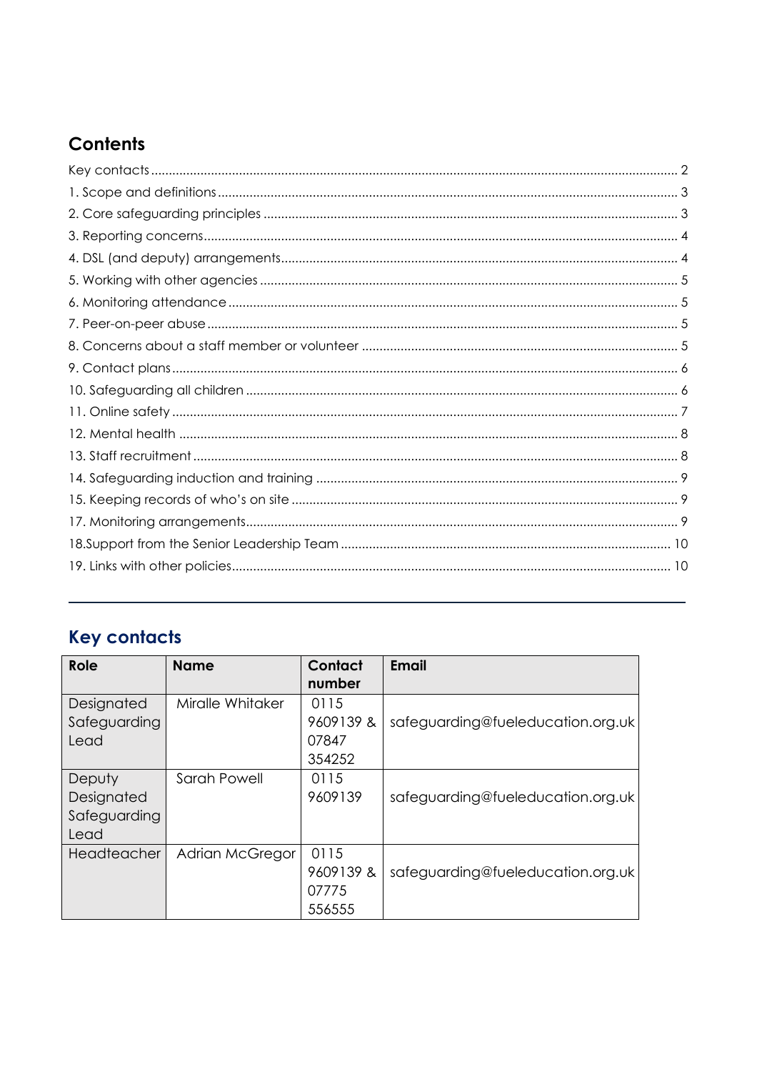## Contents

Key contacts .... 2
1. Scope and definitions .... 3
2. Core safeguarding principles .... 3
3. Reporting concerns .... 4
4. DSL (and deputy) arrangements .... 4
5. Working with other agencies .... 5
6. Monitoring attendance .... 5
7. Peer-on-peer abuse .... 5
8. Concerns about a staff member or volunteer .... 5
9. Contact plans .... 6
10. Safeguarding all children .... 6
11. Online safety .... 7
12. Mental health .... 8
13. Staff recruitment .... 8
14. Safeguarding induction and training .... 9
15. Keeping records of who's on site .... 9
17. Monitoring arrangements .... 9
18.Support from the Senior Leadership Team .... 10
19. Links with other policies .... 10

---

## Key contacts

| Role | Name | Contact number | Email |
|---|---|---|---|
| Designated Safeguarding Lead | Miralle Whitaker | 0115 9609139 & 07847 354252 | safeguarding@fueleducation.org.uk |
| Deputy Designated Safeguarding Lead | Sarah Powell | 0115 9609139 | safeguarding@fueleducation.org.uk |
| Headteacher | Adrian McGregor | 0115 9609139 & 07775 556555 | safeguarding@fueleducation.org.uk |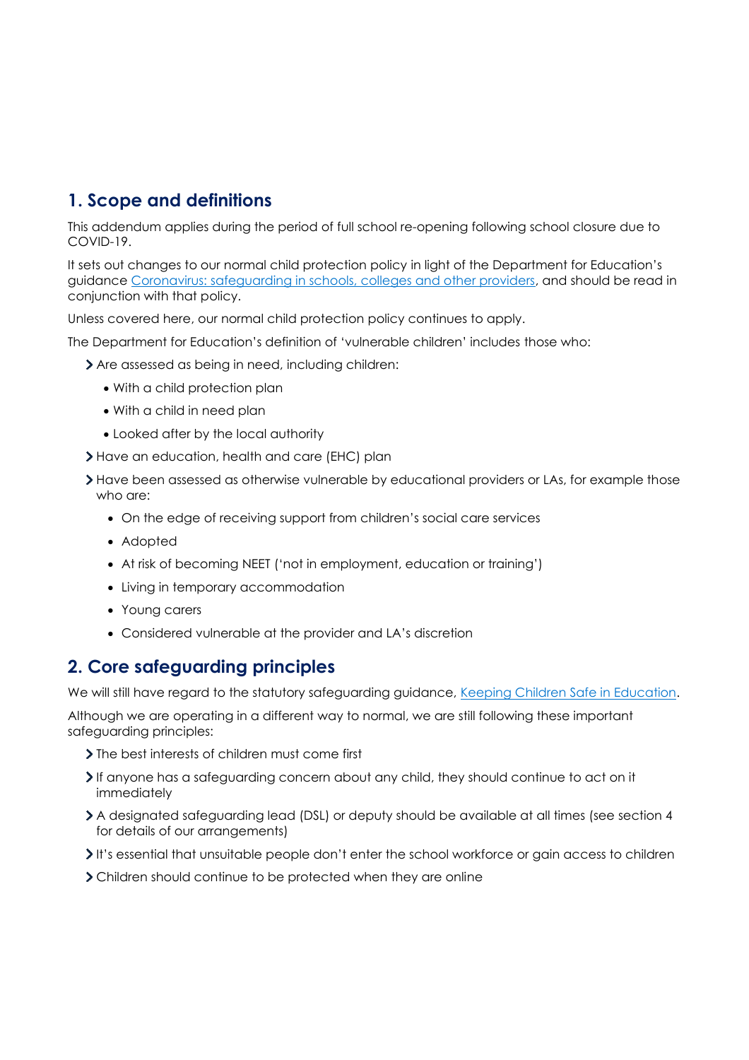## 1. Scope and definitions

This addendum applies during the period of full school re-opening following school closure due to COVID-19.

It sets out changes to our normal child protection policy in light of the Department for Education's guidance [Coronavirus: safeguarding in schools, colleges and other providers](), and should be read in conjunction with that policy.

Unless covered here, our normal child protection policy continues to apply.

The Department for Education's definition of 'vulnerable children' includes those who:

- Are assessed as being in need, including children:
  - With a child protection plan
  - With a child in need plan
  - Looked after by the local authority
- Have an education, health and care (EHC) plan
- Have been assessed as otherwise vulnerable by educational providers or LAs, for example those who are:
  - On the edge of receiving support from children's social care services
  - Adopted
  - At risk of becoming NEET ('not in employment, education or training')
  - Living in temporary accommodation
  - Young carers
  - Considered vulnerable at the provider and LA's discretion

## 2. Core safeguarding principles

We will still have regard to the statutory safeguarding guidance, [Keeping Children Safe in Education]().

Although we are operating in a different way to normal, we are still following these important safeguarding principles:

- The best interests of children must come first
- If anyone has a safeguarding concern about any child, they should continue to act on it immediately
- A designated safeguarding lead (DSL) or deputy should be available at all times (see section 4 for details of our arrangements)
- It's essential that unsuitable people don't enter the school workforce or gain access to children
- Children should continue to be protected when they are online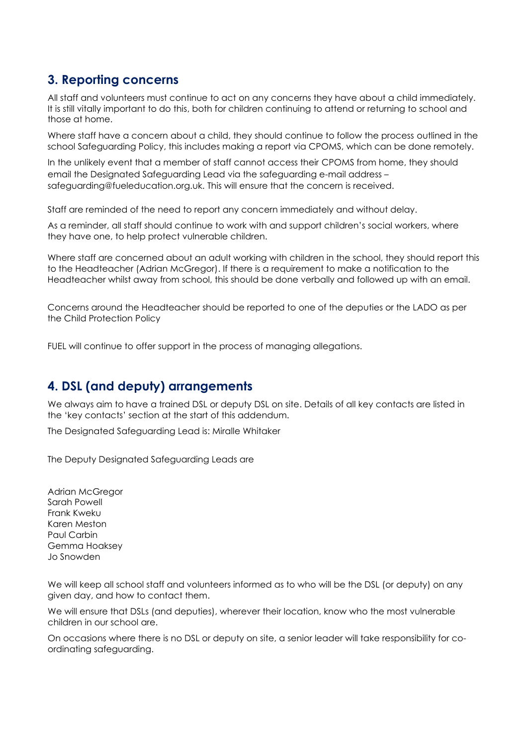## 3. Reporting concerns

All staff and volunteers must continue to act on any concerns they have about a child immediately. It is still vitally important to do this, both for children continuing to attend or returning to school and those at home.

Where staff have a concern about a child, they should continue to follow the process outlined in the school Safeguarding Policy, this includes making a report via CPOMS, which can be done remotely.

In the unlikely event that a member of staff cannot access their CPOMS from home, they should email the Designated Safeguarding Lead via the safeguarding e-mail address – safeguarding@fueleducation.org.uk. This will ensure that the concern is received.

Staff are reminded of the need to report any concern immediately and without delay.

As a reminder, all staff should continue to work with and support children's social workers, where they have one, to help protect vulnerable children.

Where staff are concerned about an adult working with children in the school, they should report this to the Headteacher (Adrian McGregor). If there is a requirement to make a notification to the Headteacher whilst away from school, this should be done verbally and followed up with an email.

Concerns around the Headteacher should be reported to one of the deputies or the LADO as per the Child Protection Policy

FUEL will continue to offer support in the process of managing allegations.

## 4. DSL (and deputy) arrangements

We always aim to have a trained DSL or deputy DSL on site. Details of all key contacts are listed in the 'key contacts' section at the start of this addendum.

The Designated Safeguarding Lead is: Miralle Whitaker

The Deputy Designated Safeguarding Leads are

Adrian McGregor
Sarah Powell
Frank Kweku
Karen Meston
Paul Carbin
Gemma Hoaksey
Jo Snowden

We will keep all school staff and volunteers informed as to who will be the DSL (or deputy) on any given day, and how to contact them.

We will ensure that DSLs (and deputies), wherever their location, know who the most vulnerable children in our school are.

On occasions where there is no DSL or deputy on site, a senior leader will take responsibility for co-ordinating safeguarding.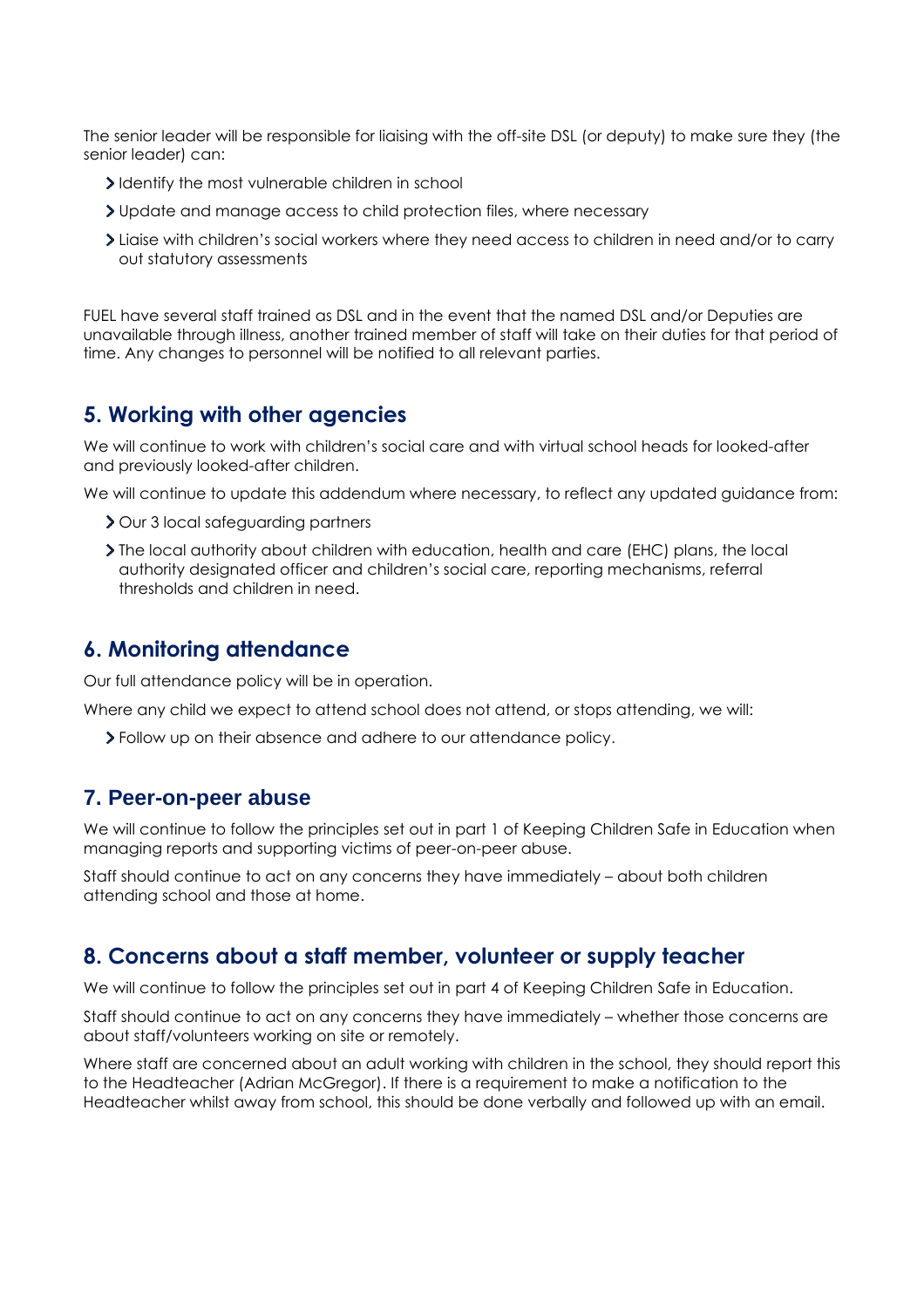The senior leader will be responsible for liaising with the off-site DSL (or deputy) to make sure they (the senior leader) can:

- Identify the most vulnerable children in school
- Update and manage access to child protection files, where necessary
- Liaise with children's social workers where they need access to children in need and/or to carry out statutory assessments

FUEL have several staff trained as DSL and in the event that the named DSL and/or Deputies are unavailable through illness, another trained member of staff will take on their duties for that period of time. Any changes to personnel will be notified to all relevant parties.

## 5. Working with other agencies

We will continue to work with children's social care and with virtual school heads for looked-after and previously looked-after children.

We will continue to update this addendum where necessary, to reflect any updated guidance from:

- Our 3 local safeguarding partners
- The local authority about children with education, health and care (EHC) plans, the local authority designated officer and children's social care, reporting mechanisms, referral thresholds and children in need.

## 6. Monitoring attendance

Our full attendance policy will be in operation.

Where any child we expect to attend school does not attend, or stops attending, we will:

- Follow up on their absence and adhere to our attendance policy.

## 7. Peer-on-peer abuse

We will continue to follow the principles set out in part 1 of Keeping Children Safe in Education when managing reports and supporting victims of peer-on-peer abuse.

Staff should continue to act on any concerns they have immediately – about both children attending school and those at home.

## 8. Concerns about a staff member, volunteer or supply teacher

We will continue to follow the principles set out in part 4 of Keeping Children Safe in Education.

Staff should continue to act on any concerns they have immediately – whether those concerns are about staff/volunteers working on site or remotely.

Where staff are concerned about an adult working with children in the school, they should report this to the Headteacher (Adrian McGregor). If there is a requirement to make a notification to the Headteacher whilst away from school, this should be done verbally and followed up with an email.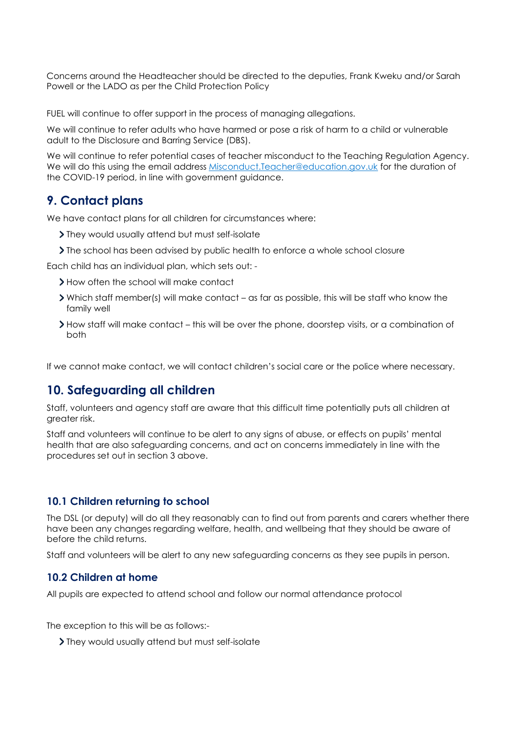Concerns around the Headteacher should be directed to the deputies, Frank Kweku and/or Sarah Powell or the LADO as per the Child Protection Policy

FUEL will continue to offer support in the process of managing allegations.

We will continue to refer adults who have harmed or pose a risk of harm to a child or vulnerable adult to the Disclosure and Barring Service (DBS).

We will continue to refer potential cases of teacher misconduct to the Teaching Regulation Agency. We will do this using the email address [Misconduct.Teacher@education.gov.uk](mailto:Misconduct.Teacher@education.gov.uk) for the duration of the COVID-19 period, in line with government guidance.

## 9. Contact plans

We have contact plans for all children for circumstances where:

- They would usually attend but must self-isolate
- The school has been advised by public health to enforce a whole school closure

Each child has an individual plan, which sets out: -

- How often the school will make contact
- Which staff member(s) will make contact – as far as possible, this will be staff who know the family well
- How staff will make contact – this will be over the phone, doorstep visits, or a combination of both

If we cannot make contact, we will contact children's social care or the police where necessary.

## 10. Safeguarding all children

Staff, volunteers and agency staff are aware that this difficult time potentially puts all children at greater risk.

Staff and volunteers will continue to be alert to any signs of abuse, or effects on pupils' mental health that are also safeguarding concerns, and act on concerns immediately in line with the procedures set out in section 3 above.

### 10.1 Children returning to school

The DSL (or deputy) will do all they reasonably can to find out from parents and carers whether there have been any changes regarding welfare, health, and wellbeing that they should be aware of before the child returns.

Staff and volunteers will be alert to any new safeguarding concerns as they see pupils in person.

### 10.2 Children at home

All pupils are expected to attend school and follow our normal attendance protocol

The exception to this will be as follows:-

- They would usually attend but must self-isolate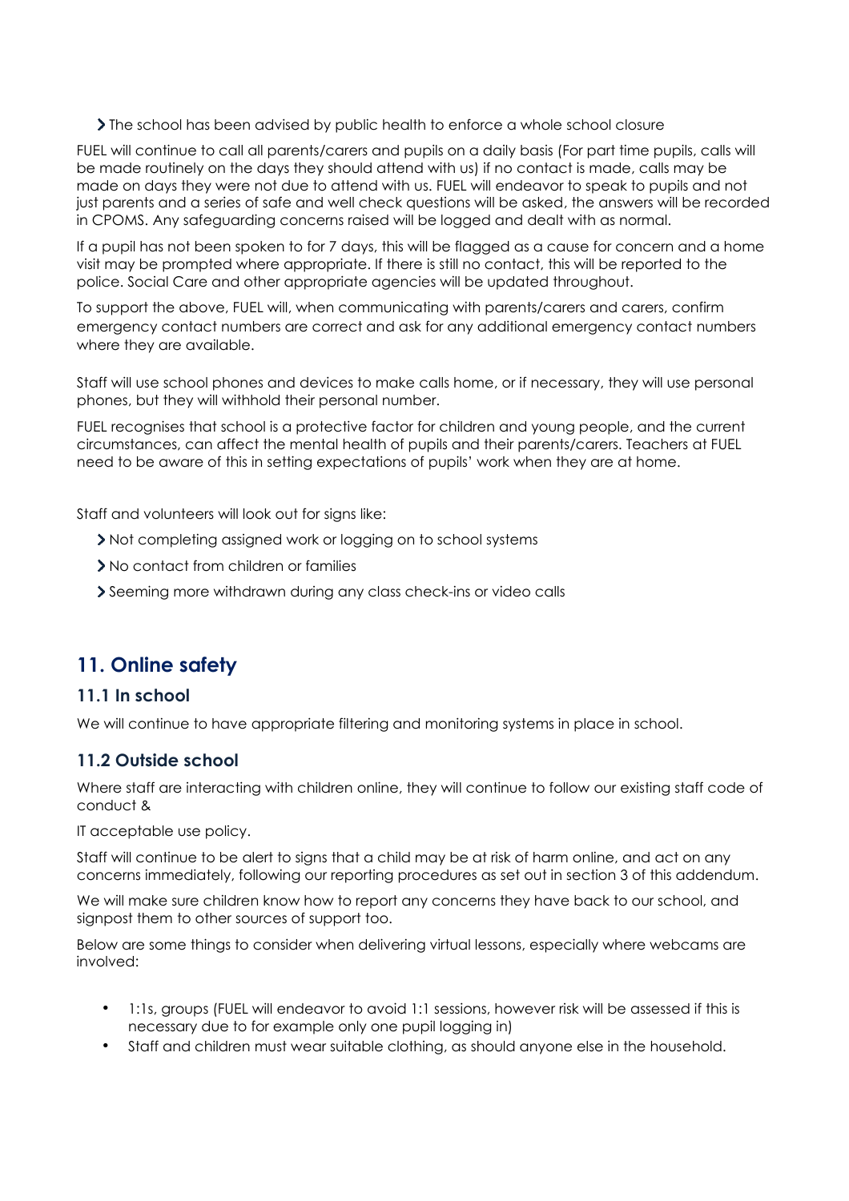- The school has been advised by public health to enforce a whole school closure

FUEL will continue to call all parents/carers and pupils on a daily basis (For part time pupils, calls will be made routinely on the days they should attend with us) if no contact is made, calls may be made on days they were not due to attend with us. FUEL will endeavor to speak to pupils and not just parents and a series of safe and well check questions will be asked, the answers will be recorded in CPOMS. Any safeguarding concerns raised will be logged and dealt with as normal.

If a pupil has not been spoken to for 7 days, this will be flagged as a cause for concern and a home visit may be prompted where appropriate. If there is still no contact, this will be reported to the police. Social Care and other appropriate agencies will be updated throughout.

To support the above, FUEL will, when communicating with parents/carers and carers, confirm emergency contact numbers are correct and ask for any additional emergency contact numbers where they are available.

Staff will use school phones and devices to make calls home, or if necessary, they will use personal phones, but they will withhold their personal number.

FUEL recognises that school is a protective factor for children and young people, and the current circumstances, can affect the mental health of pupils and their parents/carers. Teachers at FUEL need to be aware of this in setting expectations of pupils' work when they are at home.

Staff and volunteers will look out for signs like:

- Not completing assigned work or logging on to school systems
- No contact from children or families
- Seeming more withdrawn during any class check-ins or video calls

## 11. Online safety

### 11.1 In school

We will continue to have appropriate filtering and monitoring systems in place in school.

### 11.2 Outside school

Where staff are interacting with children online, they will continue to follow our existing staff code of conduct &

IT acceptable use policy.

Staff will continue to be alert to signs that a child may be at risk of harm online, and act on any concerns immediately, following our reporting procedures as set out in section 3 of this addendum.

We will make sure children know how to report any concerns they have back to our school, and signpost them to other sources of support too.

Below are some things to consider when delivering virtual lessons, especially where webcams are involved:

- 1:1s, groups (FUEL will endeavor to avoid 1:1 sessions, however risk will be assessed if this is necessary due to for example only one pupil logging in)
- Staff and children must wear suitable clothing, as should anyone else in the household.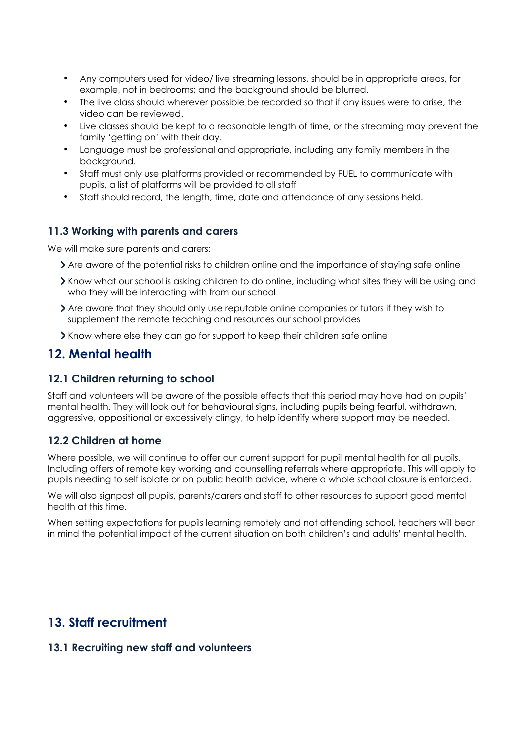- Any computers used for video/ live streaming lessons, should be in appropriate areas, for example, not in bedrooms; and the background should be blurred.
- The live class should wherever possible be recorded so that if any issues were to arise, the video can be reviewed.
- Live classes should be kept to a reasonable length of time, or the streaming may prevent the family 'getting on' with their day.
- Language must be professional and appropriate, including any family members in the background.
- Staff must only use platforms provided or recommended by FUEL to communicate with pupils, a list of platforms will be provided to all staff
- Staff should record, the length, time, date and attendance of any sessions held.

### 11.3 Working with parents and carers

We will make sure parents and carers:

- Are aware of the potential risks to children online and the importance of staying safe online
- Know what our school is asking children to do online, including what sites they will be using and who they will be interacting with from our school
- Are aware that they should only use reputable online companies or tutors if they wish to supplement the remote teaching and resources our school provides
- Know where else they can go for support to keep their children safe online

## 12. Mental health

### 12.1 Children returning to school

Staff and volunteers will be aware of the possible effects that this period may have had on pupils' mental health. They will look out for behavioural signs, including pupils being fearful, withdrawn, aggressive, oppositional or excessively clingy, to help identify where support may be needed.

### 12.2 Children at home

Where possible, we will continue to offer our current support for pupil mental health for all pupils. Including offers of remote key working and counselling referrals where appropriate. This will apply to pupils needing to self isolate or on public health advice, where a whole school closure is enforced.

We will also signpost all pupils, parents/carers and staff to other resources to support good mental health at this time.

When setting expectations for pupils learning remotely and not attending school, teachers will bear in mind the potential impact of the current situation on both children's and adults' mental health.

## 13. Staff recruitment

### 13.1 Recruiting new staff and volunteers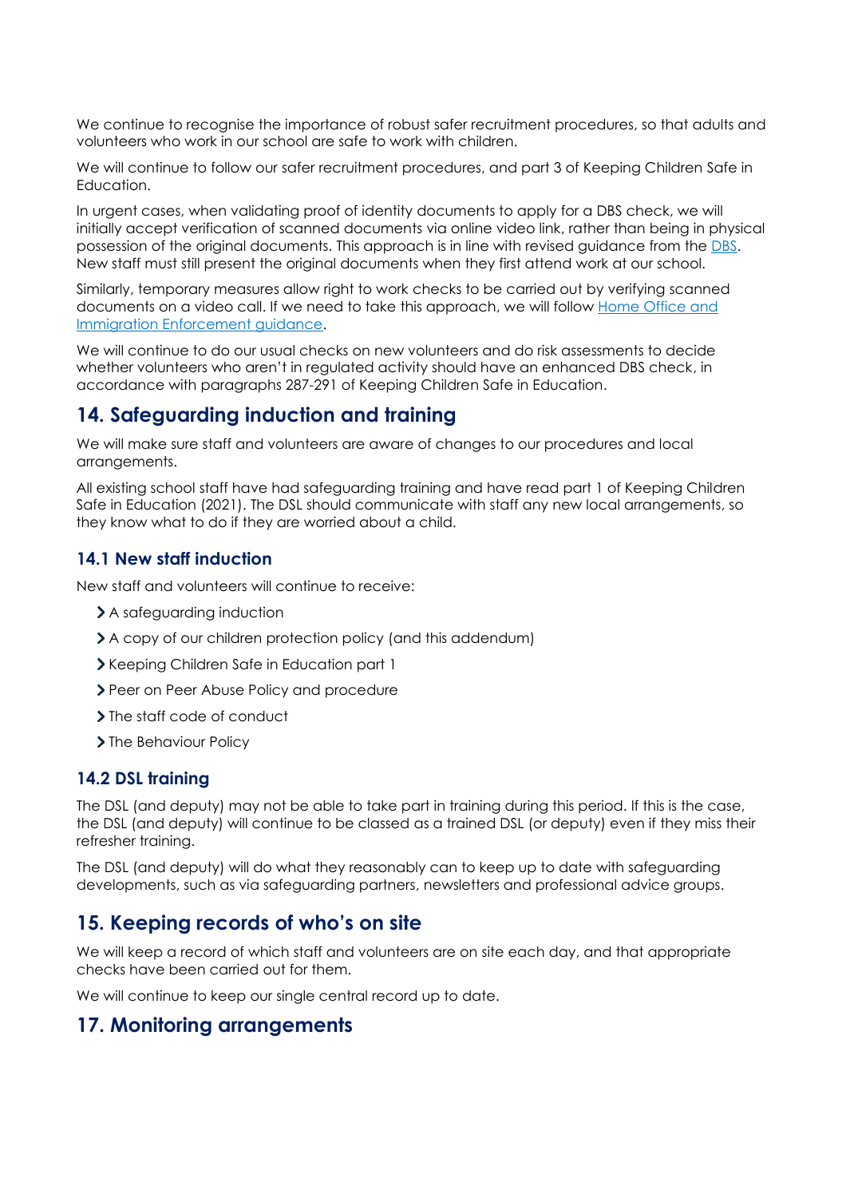We continue to recognise the importance of robust safer recruitment procedures, so that adults and volunteers who work in our school are safe to work with children.

We will continue to follow our safer recruitment procedures, and part 3 of Keeping Children Safe in Education.

In urgent cases, when validating proof of identity documents to apply for a DBS check, we will initially accept verification of scanned documents via online video link, rather than being in physical possession of the original documents. This approach is in line with revised guidance from the [DBS](). New staff must still present the original documents when they first attend work at our school.

Similarly, temporary measures allow right to work checks to be carried out by verifying scanned documents on a video call. If we need to take this approach, we will follow [Home Office and Immigration Enforcement guidance]().

We will continue to do our usual checks on new volunteers and do risk assessments to decide whether volunteers who aren't in regulated activity should have an enhanced DBS check, in accordance with paragraphs 287-291 of Keeping Children Safe in Education.

## 14. Safeguarding induction and training

We will make sure staff and volunteers are aware of changes to our procedures and local arrangements.

All existing school staff have had safeguarding training and have read part 1 of Keeping Children Safe in Education (2021). The DSL should communicate with staff any new local arrangements, so they know what to do if they are worried about a child.

### 14.1 New staff induction

New staff and volunteers will continue to receive:

- A safeguarding induction
- A copy of our children protection policy (and this addendum)
- Keeping Children Safe in Education part 1
- Peer on Peer Abuse Policy and procedure
- The staff code of conduct
- The Behaviour Policy

### 14.2 DSL training

The DSL (and deputy) may not be able to take part in training during this period. If this is the case, the DSL (and deputy) will continue to be classed as a trained DSL (or deputy) even if they miss their refresher training.

The DSL (and deputy) will do what they reasonably can to keep up to date with safeguarding developments, such as via safeguarding partners, newsletters and professional advice groups.

## 15. Keeping records of who's on site

We will keep a record of which staff and volunteers are on site each day, and that appropriate checks have been carried out for them.

We will continue to keep our single central record up to date.

## 17. Monitoring arrangements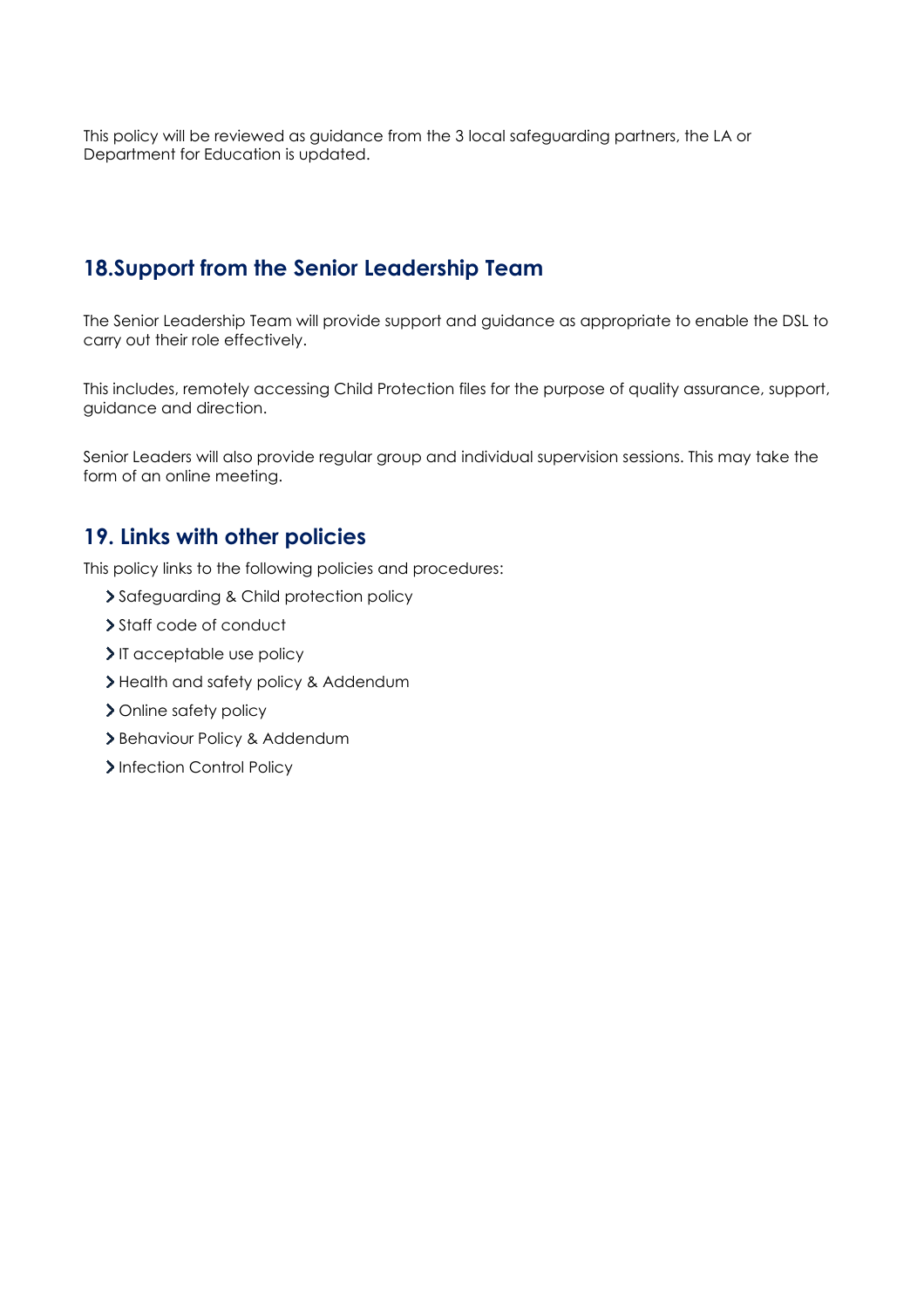This policy will be reviewed as guidance from the 3 local safeguarding partners, the LA or Department for Education is updated.

## 18.Support from the Senior Leadership Team

The Senior Leadership Team will provide support and guidance as appropriate to enable the DSL to carry out their role effectively.

This includes, remotely accessing Child Protection files for the purpose of quality assurance, support, guidance and direction.

Senior Leaders will also provide regular group and individual supervision sessions. This may take the form of an online meeting.

## 19. Links with other policies

This policy links to the following policies and procedures:

- Safeguarding & Child protection policy
- Staff code of conduct
- IT acceptable use policy
- Health and safety policy & Addendum
- Online safety policy
- Behaviour Policy & Addendum
- Infection Control Policy